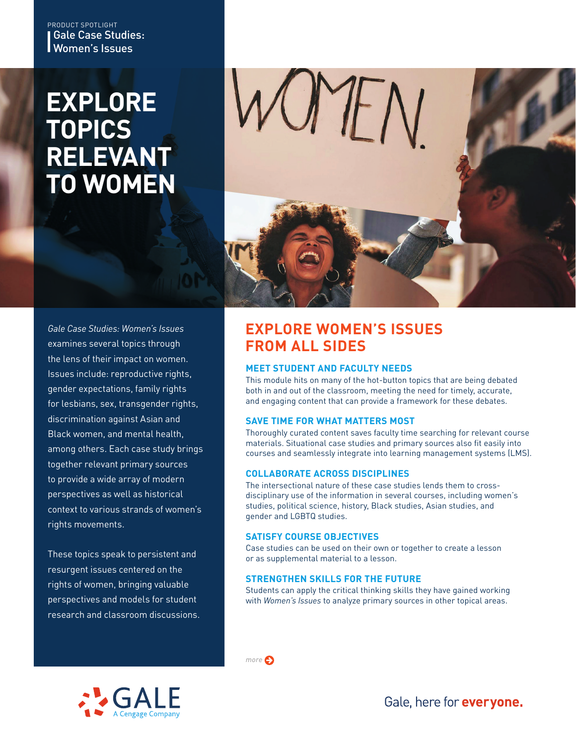PRODUCT SPOTLIGHT

Gale Case Studies: Women's Issues

# EXPLORE TOPICS RELEVANT TO WOMEN

*Gale Case Studies: Women's Issues* examines several topics through the lens of their impact on women. Issues include: reproductive rights, gender expectations, family rights for lesbians, sex, transgender rights, discrimination against Asian and Black women, and mental health, among others. Each case study brings together relevant primary sources to provide a wide array of modern perspectives as well as historical context to various strands of women's rights movements.

These topics speak to persistent and resurgent issues centered on the rights of women, bringing valuable perspectives and models for student research and classroom discussions.

## EXPLORE WOMEN'S ISSUES FROM ALL SIDES

### MEET STUDENT AND FACULTY NEEDS

This module hits on many of the hot-button topics that are being debated both in and out of the classroom, meeting the need for timely, accurate, and engaging content that can provide a framework for these debates.

### SAVE TIME FOR WHAT MATTERS MOST

Thoroughly curated content saves faculty time searching for relevant course materials. Situational case studies and primary sources also fit easily into courses and seamlessly integrate into learning management systems (LMS).

### COLLABORATE ACROSS DISCIPLINES

The intersectional nature of these case studies lends them to cross-disciplinary use of the information in several courses, including women's studies, political science, history, Black studies, Asian studies, and gender and LGBTQ studies.

### SATISFY COURSE OBJECTIVES

Case studies can be used on their own or together to create a lesson or as supplemental material to a lesson.

### STRENGTHEN SKILLS FOR THE FUTURE

Students can apply the critical thinking skills they have gained working with *Women's Issues* to analyze primary sources in other topical areas.

*more*

GALE A Cengage Company

Gale, here for **everyone.**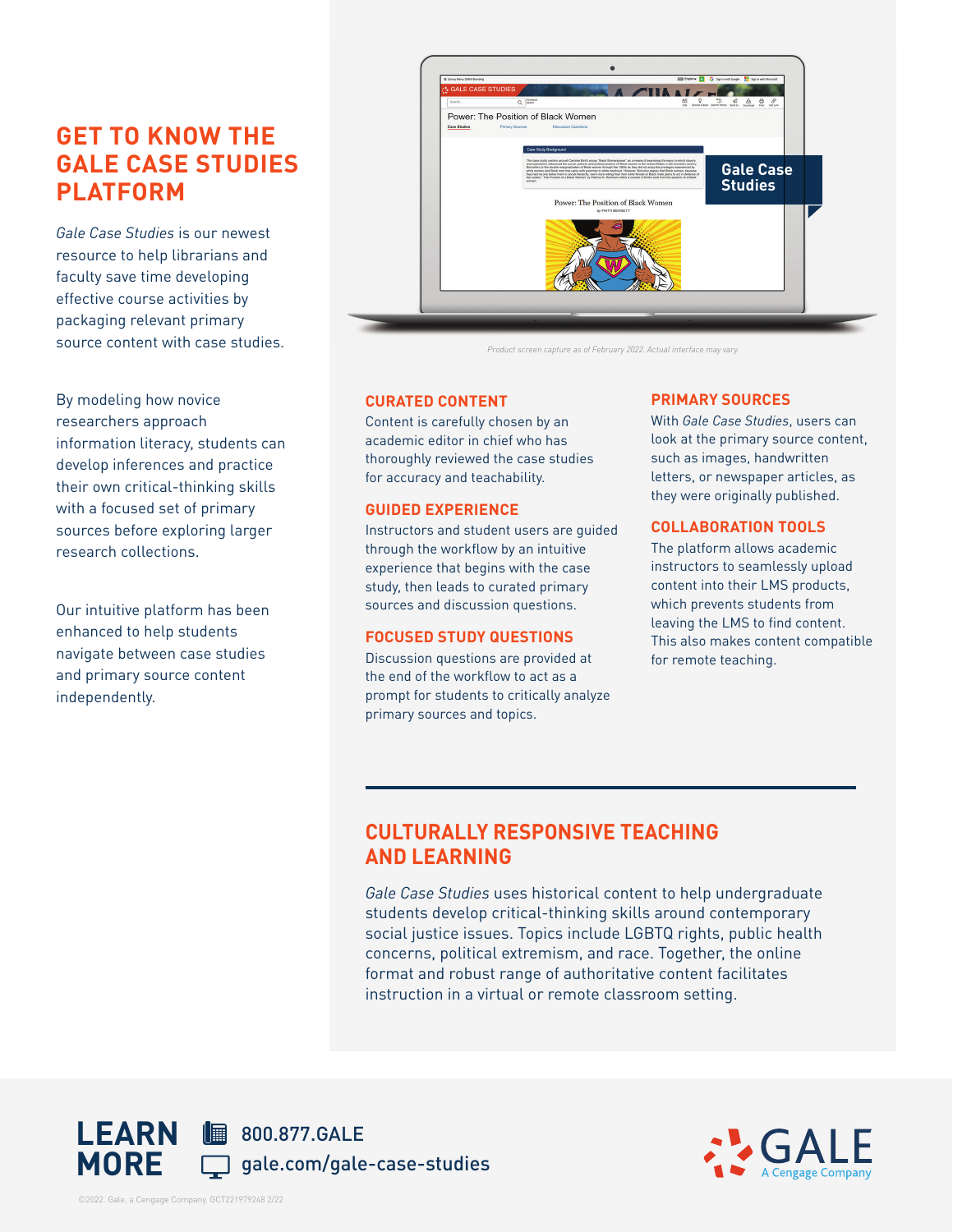# GET TO KNOW THE GALE CASE STUDIES PLATFORM

*Gale Case Studies* is our newest resource to help librarians and faculty save time developing effective course activities by packaging relevant primary source content with case studies.

By modeling how novice researchers approach information literacy, students can develop inferences and practice their own critical-thinking skills with a focused set of primary sources before exploring larger research collections.

Our intuitive platform has been enhanced to help students navigate between case studies and primary source content independently.

Gale Case Studies

*Product screen capture as of February 2022. Actual interface may vary.*

### CURATED CONTENT

Content is carefully chosen by an academic editor in chief who has thoroughly reviewed the case studies for accuracy and teachability.

### GUIDED EXPERIENCE

Instructors and student users are guided through the workflow by an intuitive experience that begins with the case study, then leads to curated primary sources and discussion questions.

### FOCUSED STUDY QUESTIONS

Discussion questions are provided at the end of the workflow to act as a prompt for students to critically analyze primary sources and topics.

### PRIMARY SOURCES

With *Gale Case Studies*, users can look at the primary source content, such as images, handwritten letters, or newspaper articles, as they were originally published.

### COLLABORATION TOOLS

The platform allows academic instructors to seamlessly upload content into their LMS products, which prevents students from leaving the LMS to find content. This also makes content compatible for remote teaching.

## CULTURALLY RESPONSIVE TEACHING AND LEARNING

*Gale Case Studies* uses historical content to help undergraduate students develop critical-thinking skills around contemporary social justice issues. Topics include LGBTQ rights, public health concerns, political extremism, and race. Together, the online format and robust range of authoritative content facilitates instruction in a virtual or remote classroom setting.

**LEARN MORE**

800.877.GALE

gale.com/gale-case-studies

GALE A Cengage Company

©2022. Gale, a Cengage Company. GCT221979248 2/22